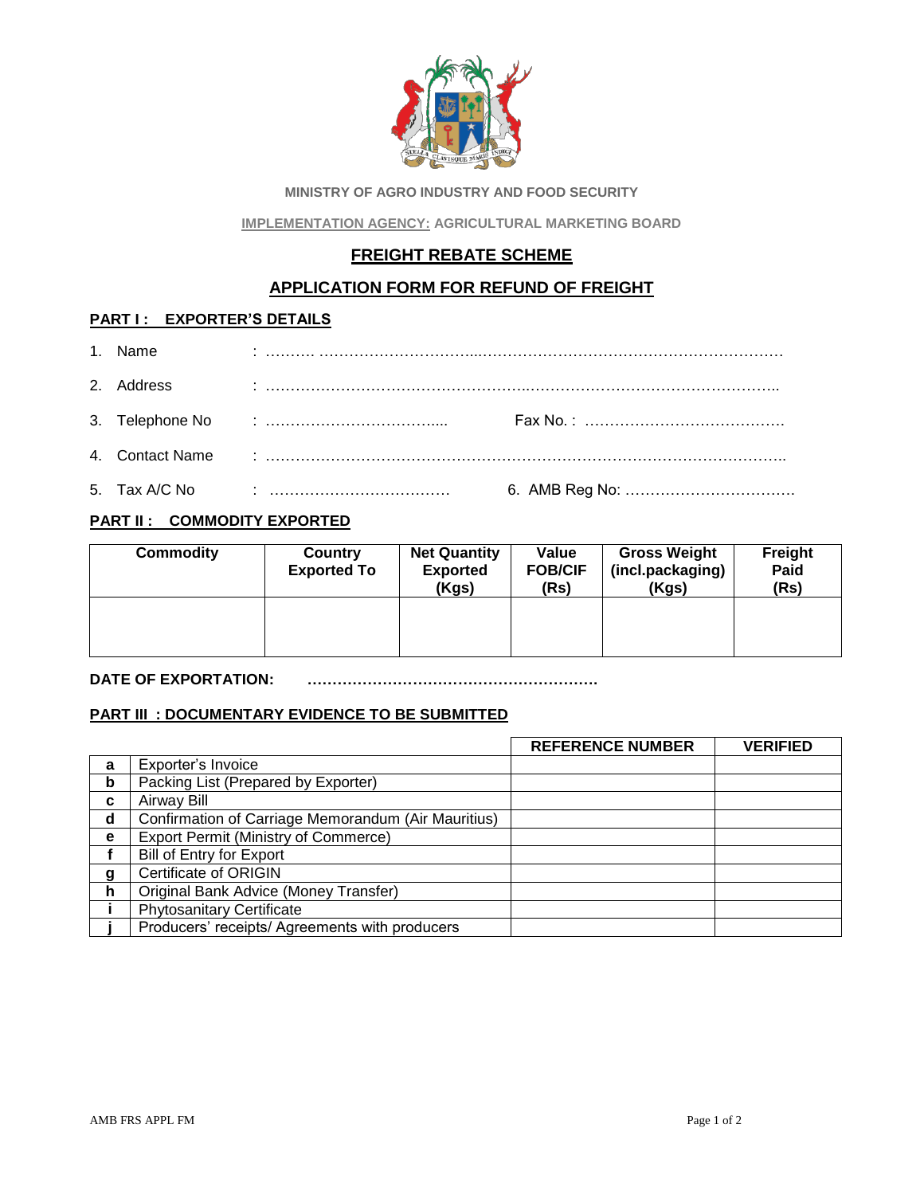MINISTRY OF AGRO INDUSTRY AND FOOD SECURITY

IMPLEMENTATION AGENCY: AGRICULTURAL MARKETING BOARD

# FREIGHT REBATE SCHEME

## APPLICATION FORM FOR REFUND OF FREIGHT

### PART I : EXPORTER'S DETAILS

1. Name : ………. ……………………………...……………………………………………………

2. Address : …………………………………………...……………………………………………..

3. Telephone No : …………………………….... Fax No. : ………………………………….

4. Contact Name : ………………………………………………………………………………………..

5. Tax A/C No : ……………………………… 6. AMB Reg No: …………………………….

### PART II : COMMODITY EXPORTED

| Commodity | Country Exported To | Net Quantity Exported (Kgs) | Value FOB/CIF (Rs) | Gross Weight (incl.packaging) (Kgs) | Freight Paid (Rs) |
|---|---|---|---|---|---|
| | | | | | |

**DATE OF EXPORTATION: ………………………………………………….**

### PART III : DOCUMENTARY EVIDENCE TO BE SUBMITTED

| | | REFERENCE NUMBER | VERIFIED |
|---|---|---|---|
| **a** | Exporter's Invoice | | |
| **b** | Packing List (Prepared by Exporter) | | |
| **c** | Airway Bill | | |
| **d** | Confirmation of Carriage Memorandum (Air Mauritius) | | |
| **e** | Export Permit (Ministry of Commerce) | | |
| **f** | Bill of Entry for Export | | |
| **g** | Certificate of ORIGIN | | |
| **h** | Original Bank Advice (Money Transfer) | | |
| **i** | Phytosanitary Certificate | | |
| **j** | Producers' receipts/ Agreements with producers | | |

AMB FRS APPL FM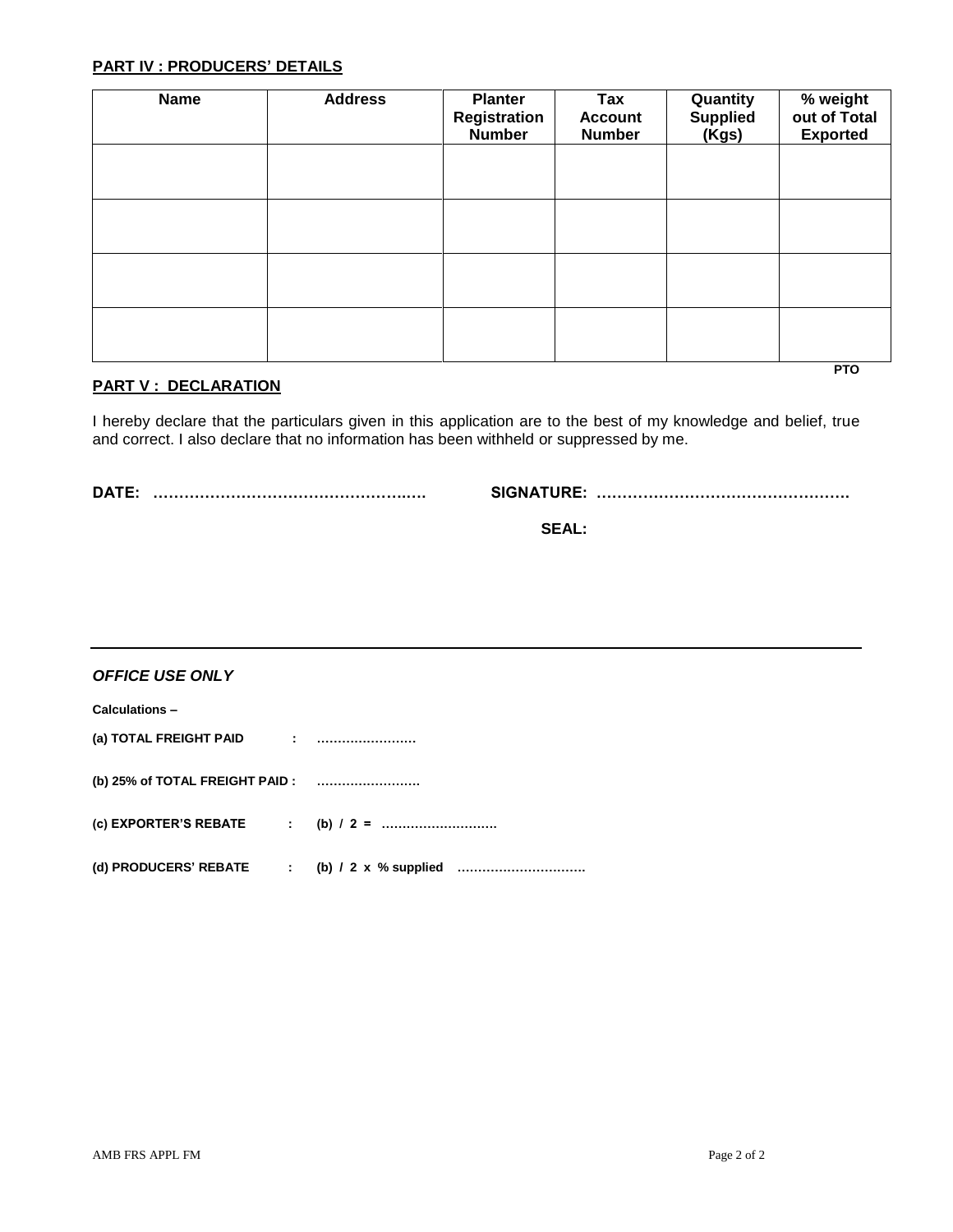**PART IV : PRODUCERS' DETAILS**

| Name | Address | Planter Registration Number | Tax Account Number | Quantity Supplied (Kgs) | % weight out of Total Exported |
|---|---|---|---|---|---|
| | | | | | |
| | | | | | |
| | | | | | |
| | | | | | |

**PTO**

**PART V : DECLARATION**

I hereby declare that the particulars given in this application are to the best of my knowledge and belief, true and correct. I also declare that no information has been withheld or suppressed by me.

**DATE: ………………………………………….…** **SIGNATURE: ………………………………………….**

**SEAL:**

---

***OFFICE USE ONLY***

**Calculations –**

**(a) TOTAL FREIGHT PAID : ……………………**

**(b) 25% of TOTAL FREIGHT PAID : …………………….**

**(c) EXPORTER'S REBATE : (b) / 2 = ……………………….**

**(d) PRODUCERS' REBATE : (b) / 2 x % supplied ………………………….**